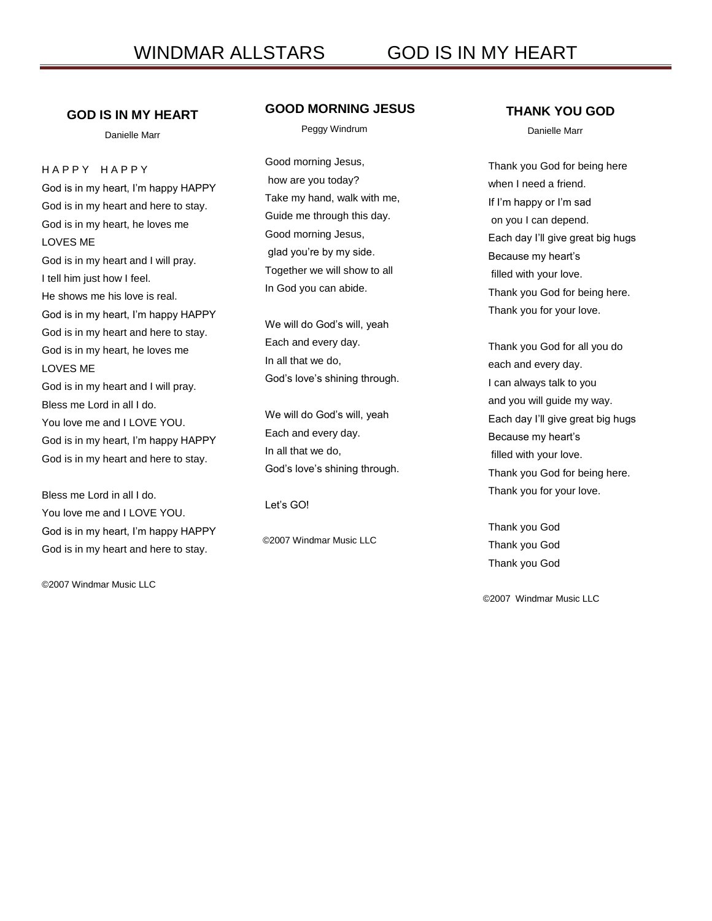# WINDMAR ALLSTARS GOD IS IN MY HEART

## GOD IS IN MY HEART

Danielle Marr

H A P P Y   H A P P Y  
God is in my heart, I'm happy HAPPY  
God is in my heart and here to stay.  
God is in my heart, he loves me  
LOVES ME  
God is in my heart and I will pray.  
I tell him just how I feel.  
He shows me his love is real.  
God is in my heart, I'm happy HAPPY  
God is in my heart and here to stay.  
God is in my heart, he loves me  
LOVES ME  
God is in my heart and I will pray.  
Bless me Lord in all I do.  
You love me and I LOVE YOU.  
God is in my heart, I'm happy HAPPY  
God is in my heart and here to stay.

Bless me Lord in all I do.  
You love me and I LOVE YOU.  
God is in my heart, I'm happy HAPPY  
God is in my heart and here to stay.

©2007 Windmar Music LLC

## GOOD MORNING JESUS

Peggy Windrum

Good morning Jesus,  
how are you today?  
Take my hand, walk with me,  
Guide me through this day.  
Good morning Jesus,  
glad you're by my side.  
Together we will show to all  
In God you can abide.

We will do God's will, yeah  
Each and every day.  
In all that we do,  
God's love's shining through.

We will do God's will, yeah  
Each and every day.  
In all that we do,  
God's love's shining through.

Let's GO!

©2007 Windmar Music LLC

## THANK YOU GOD

Danielle Marr

Thank you God for being here  
when I need a friend.  
If I'm happy or I'm sad  
on you I can depend.  
Each day I'll give great big hugs  
Because my heart's  
filled with your love.  
Thank you God for being here.  
Thank you for your love.

Thank you God for all you do  
each and every day.  
I can always talk to you  
and you will guide my way.  
Each day I'll give great big hugs  
Because my heart's  
filled with your love.  
Thank you God for being here.  
Thank you for your love.

Thank you God  
Thank you God  
Thank you God

©2007 Windmar Music LLC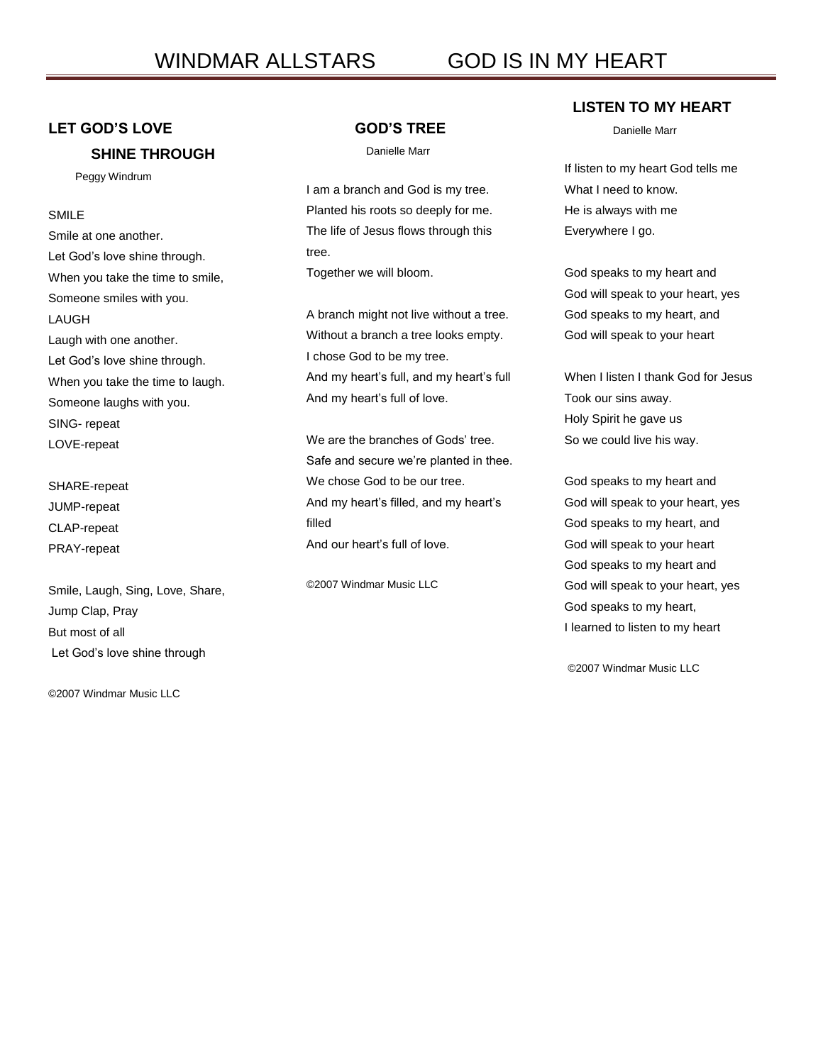# WINDMAR ALLSTARS GOD IS IN MY HEART

## LET GOD'S LOVE SHINE THROUGH

Peggy Windrum

SMILE
Smile at one another.
Let God's love shine through.
When you take the time to smile,
Someone smiles with you.
LAUGH
Laugh with one another.
Let God's love shine through.
When you take the time to laugh.
Someone laughs with you.
SING- repeat
LOVE-repeat

SHARE-repeat
JUMP-repeat
CLAP-repeat
PRAY-repeat

Smile, Laugh, Sing, Love, Share,
Jump Clap, Pray
But most of all
Let God's love shine through

©2007 Windmar Music LLC

## GOD'S TREE

Danielle Marr

I am a branch and God is my tree.
Planted his roots so deeply for me.
The life of Jesus flows through this tree.
Together we will bloom.

A branch might not live without a tree.
Without a branch a tree looks empty.
I chose God to be my tree.
And my heart's full, and my heart's full
And my heart's full of love.

We are the branches of Gods' tree.
Safe and secure we're planted in thee.
We chose God to be our tree.
And my heart's filled, and my heart's filled
And our heart's full of love.

©2007 Windmar Music LLC

## LISTEN TO MY HEART

Danielle Marr

If listen to my heart God tells me
What I need to know.
He is always with me
Everywhere I go.

God speaks to my heart and
God will speak to your heart, yes
God speaks to my heart, and
God will speak to your heart

When I listen I thank God for Jesus
Took our sins away.
Holy Spirit he gave us
So we could live his way.

God speaks to my heart and
God will speak to your heart, yes
God speaks to my heart, and
God will speak to your heart
God speaks to my heart and
God will speak to your heart, yes
God speaks to my heart,
I learned to listen to my heart

©2007 Windmar Music LLC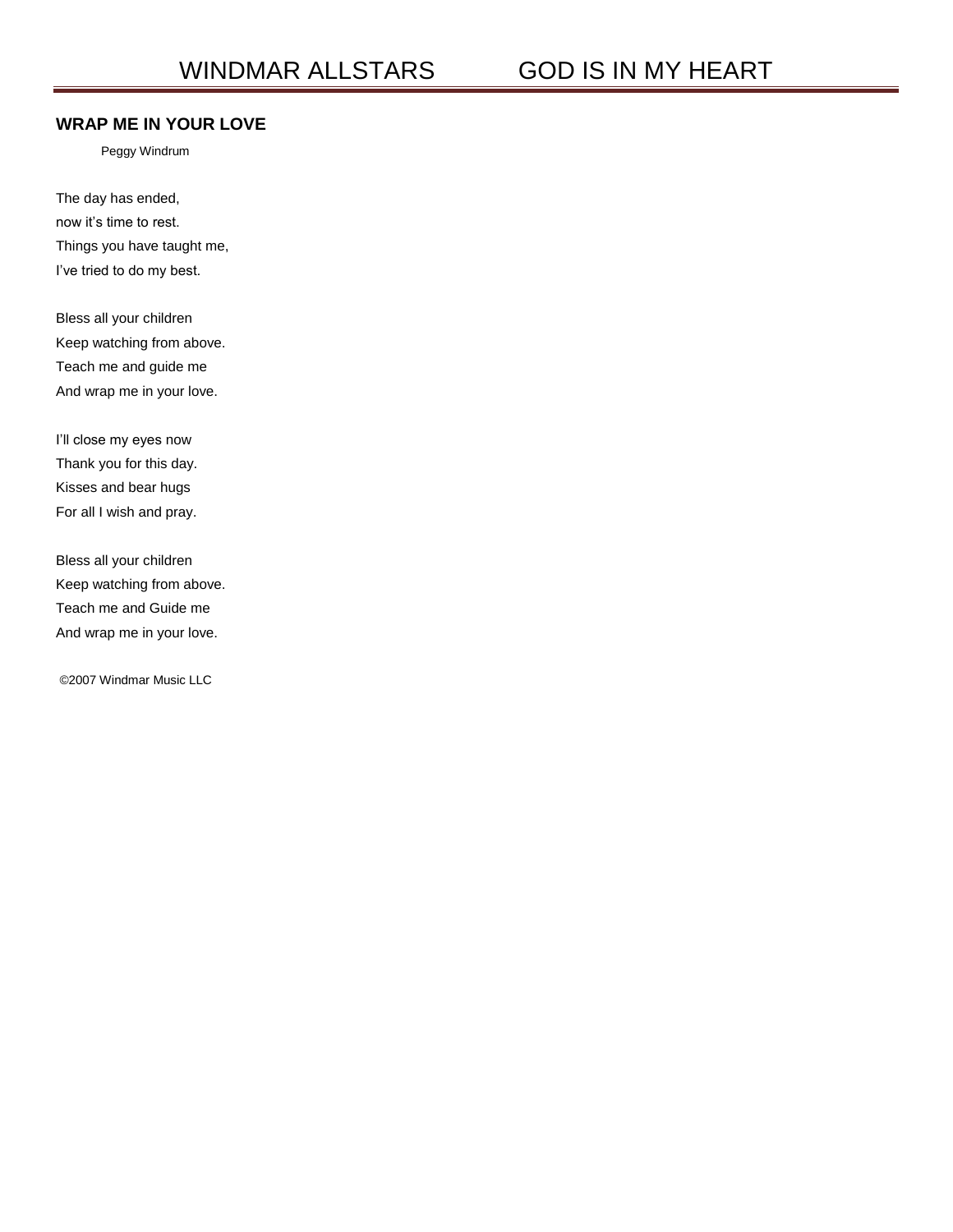## WRAP ME IN YOUR LOVE

Peggy Windrum

The day has ended,
now it's time to rest.
Things you have taught me,
I've tried to do my best.

Bless all your children
Keep watching from above.
Teach me and guide me
And wrap me in your love.

I'll close my eyes now
Thank you for this day.
Kisses and bear hugs
For all I wish and pray.

Bless all your children
Keep watching from above.
Teach me and Guide me
And wrap me in your love.

©2007 Windmar Music LLC